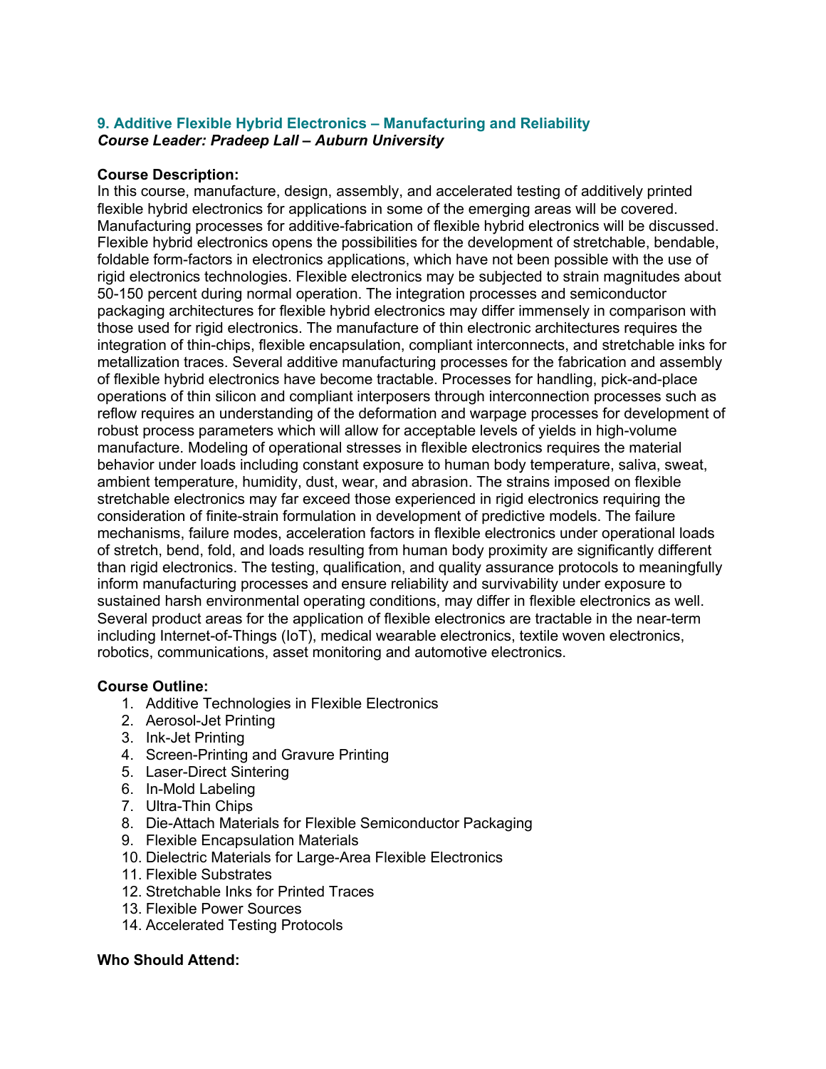### 9. Additive Flexible Hybrid Electronics – Manufacturing and Reliability

***Course Leader: Pradeep Lall – Auburn University***

**Course Description:**

In this course, manufacture, design, assembly, and accelerated testing of additively printed flexible hybrid electronics for applications in some of the emerging areas will be covered. Manufacturing processes for additive-fabrication of flexible hybrid electronics will be discussed. Flexible hybrid electronics opens the possibilities for the development of stretchable, bendable, foldable form-factors in electronics applications, which have not been possible with the use of rigid electronics technologies. Flexible electronics may be subjected to strain magnitudes about 50-150 percent during normal operation. The integration processes and semiconductor packaging architectures for flexible hybrid electronics may differ immensely in comparison with those used for rigid electronics. The manufacture of thin electronic architectures requires the integration of thin-chips, flexible encapsulation, compliant interconnects, and stretchable inks for metallization traces. Several additive manufacturing processes for the fabrication and assembly of flexible hybrid electronics have become tractable. Processes for handling, pick-and-place operations of thin silicon and compliant interposers through interconnection processes such as reflow requires an understanding of the deformation and warpage processes for development of robust process parameters which will allow for acceptable levels of yields in high-volume manufacture. Modeling of operational stresses in flexible electronics requires the material behavior under loads including constant exposure to human body temperature, saliva, sweat, ambient temperature, humidity, dust, wear, and abrasion. The strains imposed on flexible stretchable electronics may far exceed those experienced in rigid electronics requiring the consideration of finite-strain formulation in development of predictive models. The failure mechanisms, failure modes, acceleration factors in flexible electronics under operational loads of stretch, bend, fold, and loads resulting from human body proximity are significantly different than rigid electronics. The testing, qualification, and quality assurance protocols to meaningfully inform manufacturing processes and ensure reliability and survivability under exposure to sustained harsh environmental operating conditions, may differ in flexible electronics as well. Several product areas for the application of flexible electronics are tractable in the near-term including Internet-of-Things (IoT), medical wearable electronics, textile woven electronics, robotics, communications, asset monitoring and automotive electronics.

**Course Outline:**

1. Additive Technologies in Flexible Electronics
2. Aerosol-Jet Printing
3. Ink-Jet Printing
4. Screen-Printing and Gravure Printing
5. Laser-Direct Sintering
6. In-Mold Labeling
7. Ultra-Thin Chips
8. Die-Attach Materials for Flexible Semiconductor Packaging
9. Flexible Encapsulation Materials
10. Dielectric Materials for Large-Area Flexible Electronics
11. Flexible Substrates
12. Stretchable Inks for Printed Traces
13. Flexible Power Sources
14. Accelerated Testing Protocols

**Who Should Attend:**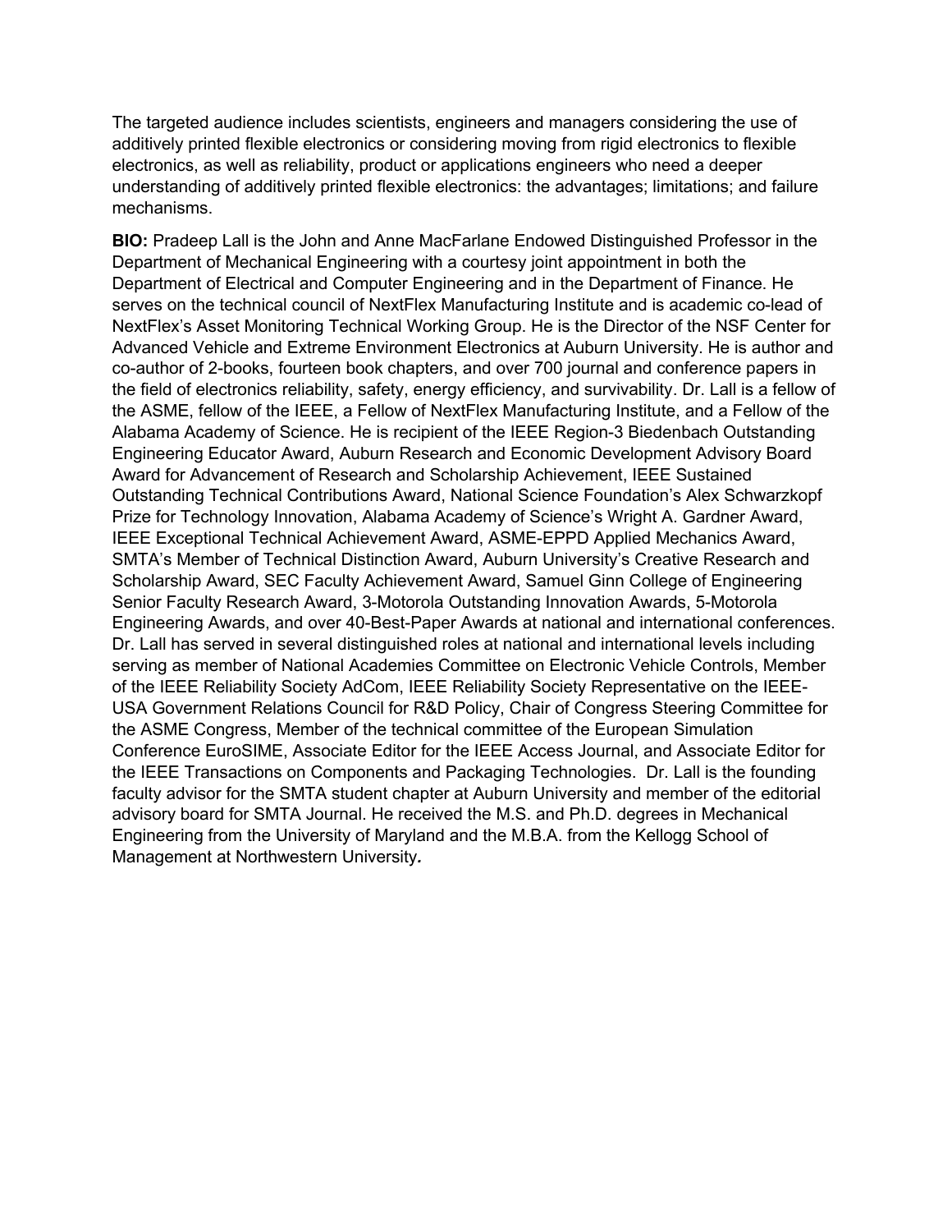The targeted audience includes scientists, engineers and managers considering the use of additively printed flexible electronics or considering moving from rigid electronics to flexible electronics, as well as reliability, product or applications engineers who need a deeper understanding of additively printed flexible electronics: the advantages; limitations; and failure mechanisms.

**BIO:** Pradeep Lall is the John and Anne MacFarlane Endowed Distinguished Professor in the Department of Mechanical Engineering with a courtesy joint appointment in both the Department of Electrical and Computer Engineering and in the Department of Finance. He serves on the technical council of NextFlex Manufacturing Institute and is academic co-lead of NextFlex's Asset Monitoring Technical Working Group. He is the Director of the NSF Center for Advanced Vehicle and Extreme Environment Electronics at Auburn University. He is author and co-author of 2-books, fourteen book chapters, and over 700 journal and conference papers in the field of electronics reliability, safety, energy efficiency, and survivability. Dr. Lall is a fellow of the ASME, fellow of the IEEE, a Fellow of NextFlex Manufacturing Institute, and a Fellow of the Alabama Academy of Science. He is recipient of the IEEE Region-3 Biedenbach Outstanding Engineering Educator Award, Auburn Research and Economic Development Advisory Board Award for Advancement of Research and Scholarship Achievement, IEEE Sustained Outstanding Technical Contributions Award, National Science Foundation's Alex Schwarzkopf Prize for Technology Innovation, Alabama Academy of Science's Wright A. Gardner Award, IEEE Exceptional Technical Achievement Award, ASME-EPPD Applied Mechanics Award, SMTA's Member of Technical Distinction Award, Auburn University's Creative Research and Scholarship Award, SEC Faculty Achievement Award, Samuel Ginn College of Engineering Senior Faculty Research Award, 3-Motorola Outstanding Innovation Awards, 5-Motorola Engineering Awards, and over 40-Best-Paper Awards at national and international conferences. Dr. Lall has served in several distinguished roles at national and international levels including serving as member of National Academies Committee on Electronic Vehicle Controls, Member of the IEEE Reliability Society AdCom, IEEE Reliability Society Representative on the IEEE-USA Government Relations Council for R&D Policy, Chair of Congress Steering Committee for the ASME Congress, Member of the technical committee of the European Simulation Conference EuroSIME, Associate Editor for the IEEE Access Journal, and Associate Editor for the IEEE Transactions on Components and Packaging Technologies. Dr. Lall is the founding faculty advisor for the SMTA student chapter at Auburn University and member of the editorial advisory board for SMTA Journal. He received the M.S. and Ph.D. degrees in Mechanical Engineering from the University of Maryland and the M.B.A. from the Kellogg School of Management at Northwestern University.